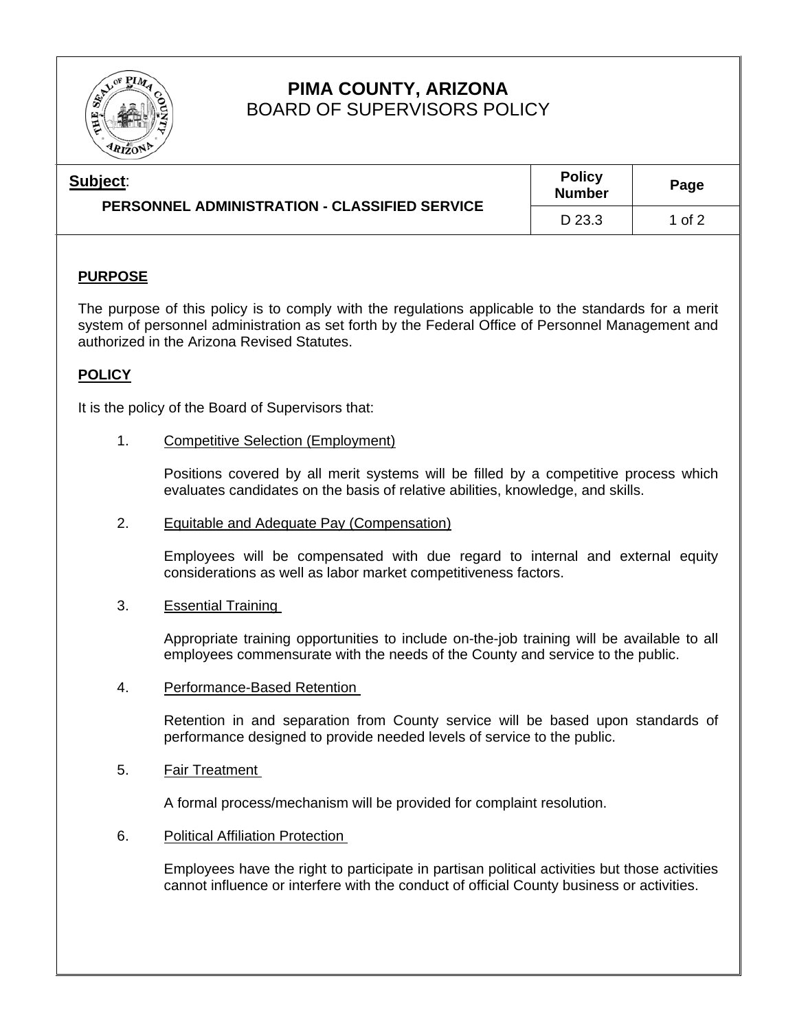# PIMA COUNTY, ARIZONA
## BOARD OF SUPERVISORS POLICY

| **Subject**: PERSONNEL ADMINISTRATION - CLASSIFIED SERVICE | **Policy Number** | **Page** |
|---|---|---|
| | D 23.3 | 1 of 2 |

**PURPOSE**

The purpose of this policy is to comply with the regulations applicable to the standards for a merit system of personnel administration as set forth by the Federal Office of Personnel Management and authorized in the Arizona Revised Statutes.

**POLICY**

It is the policy of the Board of Supervisors that:

1. Competitive Selection (Employment)

   Positions covered by all merit systems will be filled by a competitive process which evaluates candidates on the basis of relative abilities, knowledge, and skills.

2. Equitable and Adequate Pay (Compensation)

   Employees will be compensated with due regard to internal and external equity considerations as well as labor market competitiveness factors.

3. Essential Training

   Appropriate training opportunities to include on-the-job training will be available to all employees commensurate with the needs of the County and service to the public.

4. Performance-Based Retention

   Retention in and separation from County service will be based upon standards of performance designed to provide needed levels of service to the public.

5. Fair Treatment

   A formal process/mechanism will be provided for complaint resolution.

6. Political Affiliation Protection

   Employees have the right to participate in partisan political activities but those activities cannot influence or interfere with the conduct of official County business or activities.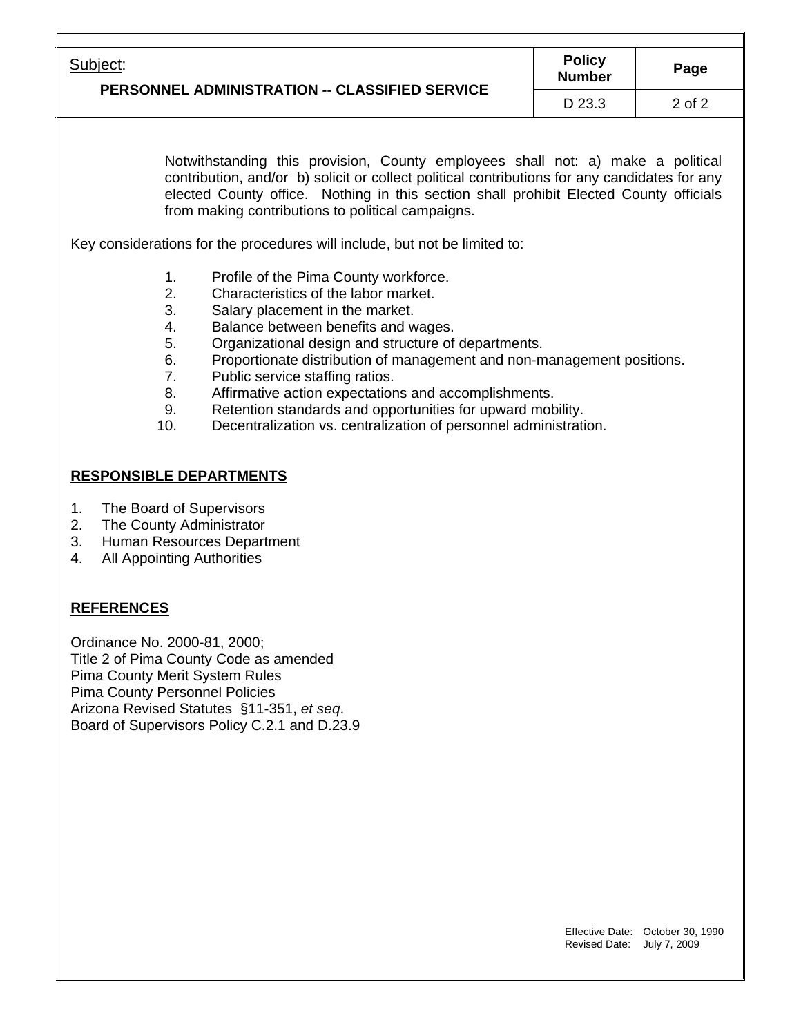Notwithstanding this provision, County employees shall not: a) make a political contribution, and/or b) solicit or collect political contributions for any candidates for any elected County office. Nothing in this section shall prohibit Elected County officials from making contributions to political campaigns.

Key considerations for the procedures will include, but not be limited to:

1. Profile of the Pima County workforce.
2. Characteristics of the labor market.
3. Salary placement in the market.
4. Balance between benefits and wages.
5. Organizational design and structure of departments.
6. Proportionate distribution of management and non-management positions.
7. Public service staffing ratios.
8. Affirmative action expectations and accomplishments.
9. Retention standards and opportunities for upward mobility.
10. Decentralization vs. centralization of personnel administration.

## RESPONSIBLE DEPARTMENTS

1. The Board of Supervisors
2. The County Administrator
3. Human Resources Department
4. All Appointing Authorities

## REFERENCES

Ordinance No. 2000-81, 2000;
Title 2 of Pima County Code as amended
Pima County Merit System Rules
Pima County Personnel Policies
Arizona Revised Statutes §11-351, *et seq*.
Board of Supervisors Policy C.2.1 and D.23.9

Effective Date: October 30, 1990
Revised Date: July 7, 2009